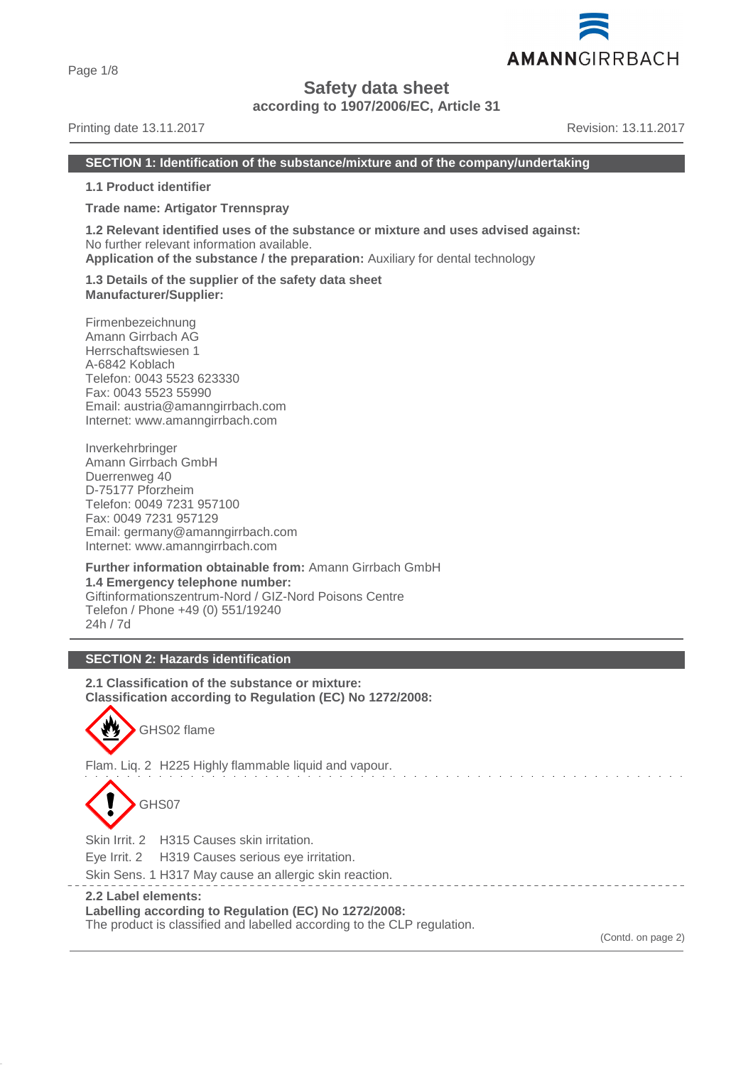# Safety data sheet
**according to 1907/2006/EC, Article 31**

Printing date 13.11.2017 | Revision: 13.11.2017

## SECTION 1: Identification of the substance/mixture and of the company/undertaking

**1.1 Product identifier**

**Trade name: Artigator Trennspray**

**1.2 Relevant identified uses of the substance or mixture and uses advised against:**
No further relevant information available.
**Application of the substance / the preparation:** Auxiliary for dental technology

**1.3 Details of the supplier of the safety data sheet**
**Manufacturer/Supplier:**

Firmenbezeichnung
Amann Girrbach AG
Herrschaftswiesen 1
A-6842 Koblach
Telefon: 0043 5523 623330
Fax: 0043 5523 55990
Email: austria@amanngirrbach.com
Internet: www.amanngirrbach.com

Inverkehrbringer
Amann Girrbach GmbH
Duerrenweg 40
D-75177 Pforzheim
Telefon: 0049 7231 957100
Fax: 0049 7231 957129
Email: germany@amanngirrbach.com
Internet: www.amanngirrbach.com

**Further information obtainable from:** Amann Girrbach GmbH
**1.4 Emergency telephone number:**
Giftinformationszentrum-Nord / GIZ-Nord Poisons Centre
Telefon / Phone +49 (0) 551/19240
24h / 7d

## SECTION 2: Hazards identification

**2.1 Classification of the substance or mixture:**
**Classification according to Regulation (EC) No 1272/2008:**

GHS02 flame

Flam. Liq. 2 H225 Highly flammable liquid and vapour.

GHS07

Skin Irrit. 2 H315 Causes skin irritation.
Eye Irrit. 2 H319 Causes serious eye irritation.
Skin Sens. 1 H317 May cause an allergic skin reaction.

**2.2 Label elements:**
**Labelling according to Regulation (EC) No 1272/2008:**
The product is classified and labelled according to the CLP regulation.

(Contd. on page 2)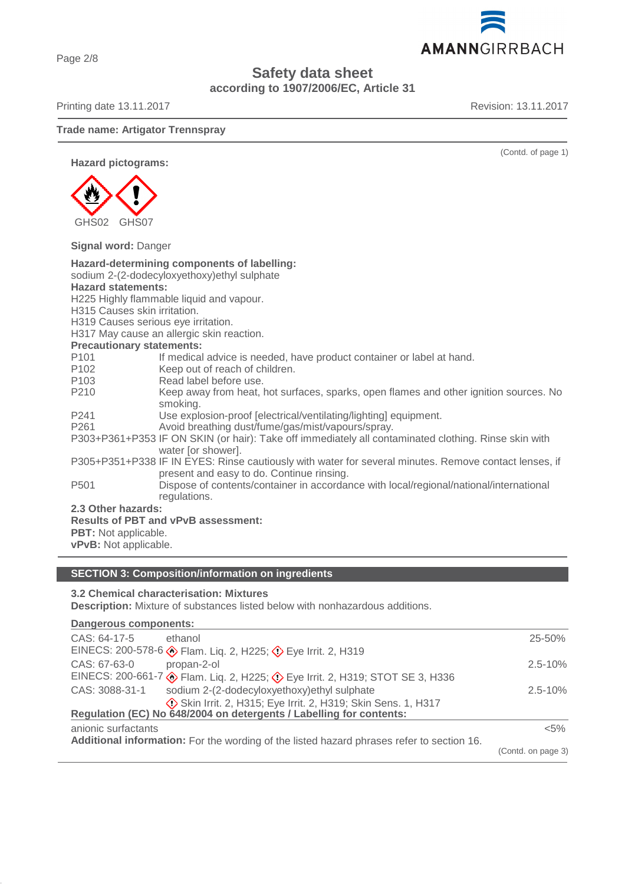Trade name: Artigator Trennspray

(Contd. of page 1)

**Hazard pictograms:**

GHS02 GHS07

**Signal word:** Danger

**Hazard-determining components of labelling:**
sodium 2-(2-dodecyloxyethoxy)ethyl sulphate

**Hazard statements:**
H225 Highly flammable liquid and vapour.
H315 Causes skin irritation.
H319 Causes serious eye irritation.
H317 May cause an allergic skin reaction.

**Precautionary statements:**

| | |
|---|---|
| P101 | If medical advice is needed, have product container or label at hand. |
| P102 | Keep out of reach of children. |
| P103 | Read label before use. |
| P210 | Keep away from heat, hot surfaces, sparks, open flames and other ignition sources. No smoking. |
| P241 | Use explosion-proof [electrical/ventilating/lighting] equipment. |
| P261 | Avoid breathing dust/fume/gas/mist/vapours/spray. |
| P303+P361+P353 | IF ON SKIN (or hair): Take off immediately all contaminated clothing. Rinse skin with water [or shower]. |
| P305+P351+P338 | IF IN EYES: Rinse cautiously with water for several minutes. Remove contact lenses, if present and easy to do. Continue rinsing. |
| P501 | Dispose of contents/container in accordance with local/regional/national/international regulations. |

**2.3 Other hazards:**
**Results of PBT and vPvB assessment:**
**PBT:** Not applicable.
**vPvB:** Not applicable.

## SECTION 3: Composition/information on ingredients

**3.2 Chemical characterisation: Mixtures**
**Description:** Mixture of substances listed below with nonhazardous additions.

**Dangerous components:**

| | | |
|---|---|---|
| CAS: 64-17-5<br>EINECS: 200-578-6 | ethanol<br>Flam. Liq. 2, H225; Eye Irrit. 2, H319 | 25-50% |
| CAS: 67-63-0<br>EINECS: 200-661-7 | propan-2-ol<br>Flam. Liq. 2, H225; Eye Irrit. 2, H319; STOT SE 3, H336 | 2.5-10% |
| CAS: 3088-31-1 | sodium 2-(2-dodecyloxyethoxy)ethyl sulphate<br>Skin Irrit. 2, H315; Eye Irrit. 2, H319; Skin Sens. 1, H317 | 2.5-10% |

**Regulation (EC) No 648/2004 on detergents / Labelling for contents:**

| | |
|---|---|
| anionic surfactants | <5% |

**Additional information:** For the wording of the listed hazard phrases refer to section 16.

(Contd. on page 3)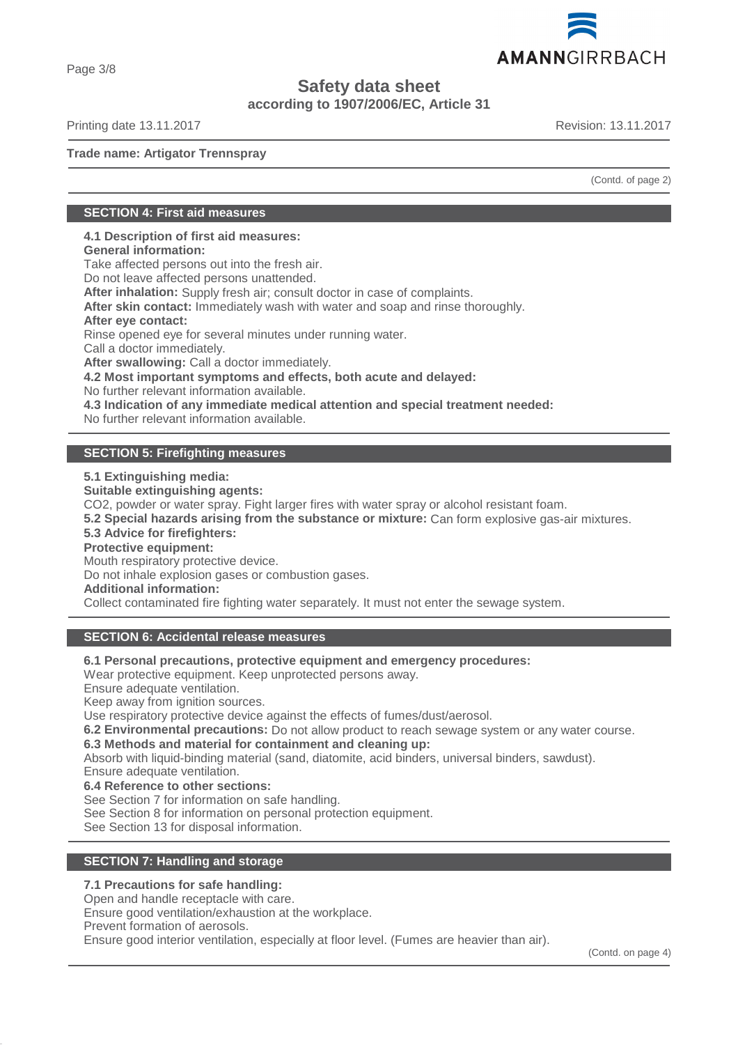(Contd. of page 2)

## SECTION 4: First aid measures

**4.1 Description of first aid measures:**
**General information:**
Take affected persons out into the fresh air.
Do not leave affected persons unattended.
**After inhalation:** Supply fresh air; consult doctor in case of complaints.
**After skin contact:** Immediately wash with water and soap and rinse thoroughly.
**After eye contact:**
Rinse opened eye for several minutes under running water.
Call a doctor immediately.
**After swallowing:** Call a doctor immediately.
**4.2 Most important symptoms and effects, both acute and delayed:**
No further relevant information available.
**4.3 Indication of any immediate medical attention and special treatment needed:**
No further relevant information available.

## SECTION 5: Firefighting measures

**5.1 Extinguishing media:**
**Suitable extinguishing agents:**
$CO_2$, powder or water spray. Fight larger fires with water spray or alcohol resistant foam.
**5.2 Special hazards arising from the substance or mixture:** Can form explosive gas-air mixtures.
**5.3 Advice for firefighters:**
**Protective equipment:**
Mouth respiratory protective device.
Do not inhale explosion gases or combustion gases.
**Additional information:**
Collect contaminated fire fighting water separately. It must not enter the sewage system.

## SECTION 6: Accidental release measures

**6.1 Personal precautions, protective equipment and emergency procedures:**
Wear protective equipment. Keep unprotected persons away.
Ensure adequate ventilation.
Keep away from ignition sources.
Use respiratory protective device against the effects of fumes/dust/aerosol.
**6.2 Environmental precautions:** Do not allow product to reach sewage system or any water course.
**6.3 Methods and material for containment and cleaning up:**
Absorb with liquid-binding material (sand, diatomite, acid binders, universal binders, sawdust).
Ensure adequate ventilation.
**6.4 Reference to other sections:**
See Section 7 for information on safe handling.
See Section 8 for information on personal protection equipment.
See Section 13 for disposal information.

## SECTION 7: Handling and storage

**7.1 Precautions for safe handling:**
Open and handle receptacle with care.
Ensure good ventilation/exhaustion at the workplace.
Prevent formation of aerosols.
Ensure good interior ventilation, especially at floor level. (Fumes are heavier than air).

(Contd. on page 4)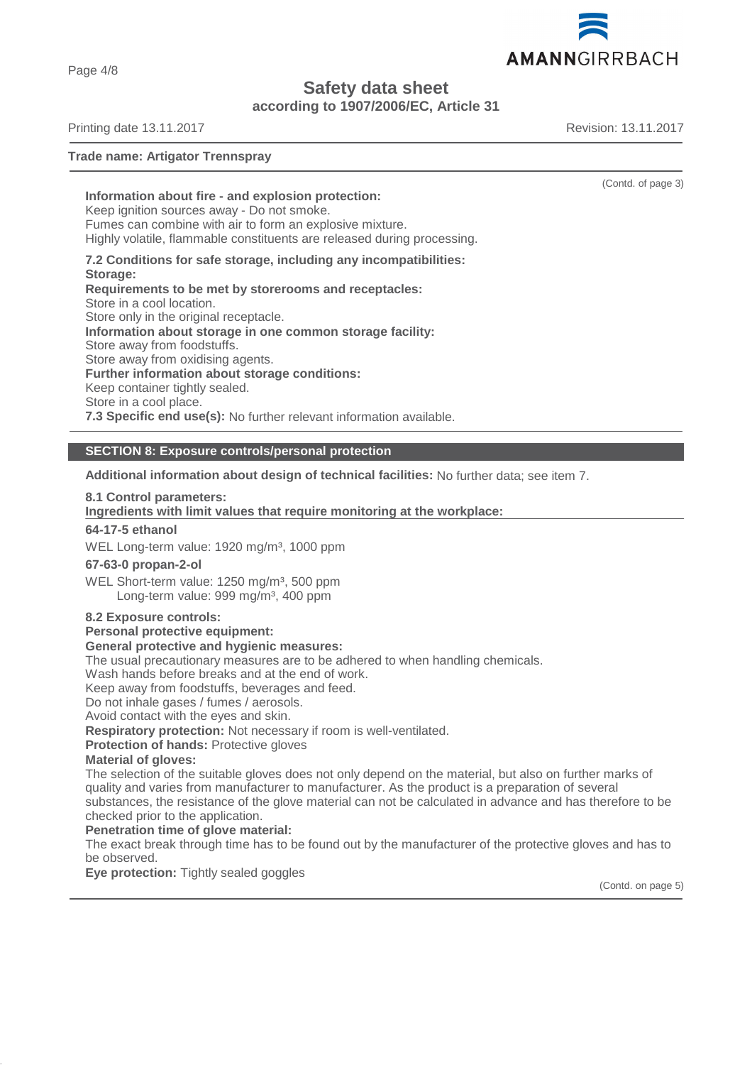(Contd. of page 3)

**Information about fire - and explosion protection:**
Keep ignition sources away - Do not smoke.
Fumes can combine with air to form an explosive mixture.
Highly volatile, flammable constituents are released during processing.

**7.2 Conditions for safe storage, including any incompatibilities:**
**Storage:**
**Requirements to be met by storerooms and receptacles:**
Store in a cool location.
Store only in the original receptacle.
**Information about storage in one common storage facility:**
Store away from foodstuffs.
Store away from oxidising agents.
**Further information about storage conditions:**
Keep container tightly sealed.
Store in a cool place.
**7.3 Specific end use(s):** No further relevant information available.

## SECTION 8: Exposure controls/personal protection

**Additional information about design of technical facilities:** No further data; see item 7.

**8.1 Control parameters:**
**Ingredients with limit values that require monitoring at the workplace:**

**64-17-5 ethanol**

WEL Long-term value: 1920 mg/m³, 1000 ppm

**67-63-0 propan-2-ol**

WEL Short-term value: 1250 mg/m³, 500 ppm
Long-term value: 999 mg/m³, 400 ppm

**8.2 Exposure controls:**
**Personal protective equipment:**
**General protective and hygienic measures:**
The usual precautionary measures are to be adhered to when handling chemicals.
Wash hands before breaks and at the end of work.
Keep away from foodstuffs, beverages and feed.
Do not inhale gases / fumes / aerosols.
Avoid contact with the eyes and skin.
**Respiratory protection:** Not necessary if room is well-ventilated.
**Protection of hands:** Protective gloves
**Material of gloves:**
The selection of the suitable gloves does not only depend on the material, but also on further marks of quality and varies from manufacturer to manufacturer. As the product is a preparation of several substances, the resistance of the glove material can not be calculated in advance and has therefore to be checked prior to the application.
**Penetration time of glove material:**
The exact break through time has to be found out by the manufacturer of the protective gloves and has to be observed.
**Eye protection:** Tightly sealed goggles

(Contd. on page 5)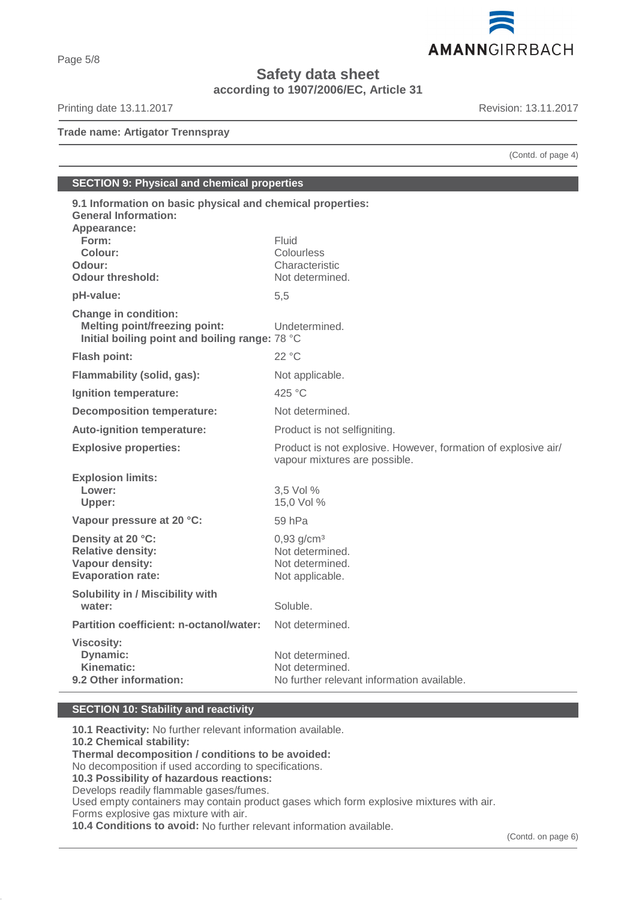**Trade name: Artigator Trennspray**

(Contd. of page 4)

## SECTION 9: Physical and chemical properties

**9.1 Information on basic physical and chemical properties:**
**General Information:**

| | |
|---|---|
| **Appearance:** | |
| **Form:** | Fluid |
| **Colour:** | Colourless |
| **Odour:** | Characteristic |
| **Odour threshold:** | Not determined. |
| **pH-value:** | 5,5 |
| **Change in condition:** | |
| **Melting point/freezing point:** | Undetermined. |
| **Initial boiling point and boiling range:** | 78 °C |
| **Flash point:** | 22 °C |
| **Flammability (solid, gas):** | Not applicable. |
| **Ignition temperature:** | 425 °C |
| **Decomposition temperature:** | Not determined. |
| **Auto-ignition temperature:** | Product is not selfigniting. |
| **Explosive properties:** | Product is not explosive. However, formation of explosive air/ vapour mixtures are possible. |
| **Explosion limits:** | |
| **Lower:** | 3,5 Vol % |
| **Upper:** | 15,0 Vol % |
| **Vapour pressure at 20 °C:** | 59 hPa |
| **Density at 20 °C:** | 0,93 g/cm³ |
| **Relative density:** | Not determined. |
| **Vapour density:** | Not determined. |
| **Evaporation rate:** | Not applicable. |
| **Solubility in / Miscibility with water:** | Soluble. |
| **Partition coefficient: n-octanol/water:** | Not determined. |
| **Viscosity:** | |
| **Dynamic:** | Not determined. |
| **Kinematic:** | Not determined. |
| **9.2 Other information:** | No further relevant information available. |

## SECTION 10: Stability and reactivity

**10.1 Reactivity:** No further relevant information available.
**10.2 Chemical stability:**
**Thermal decomposition / conditions to be avoided:**
No decomposition if used according to specifications.
**10.3 Possibility of hazardous reactions:**
Develops readily flammable gases/fumes.
Used empty containers may contain product gases which form explosive mixtures with air.
Forms explosive gas mixture with air.
**10.4 Conditions to avoid:** No further relevant information available.

(Contd. on page 6)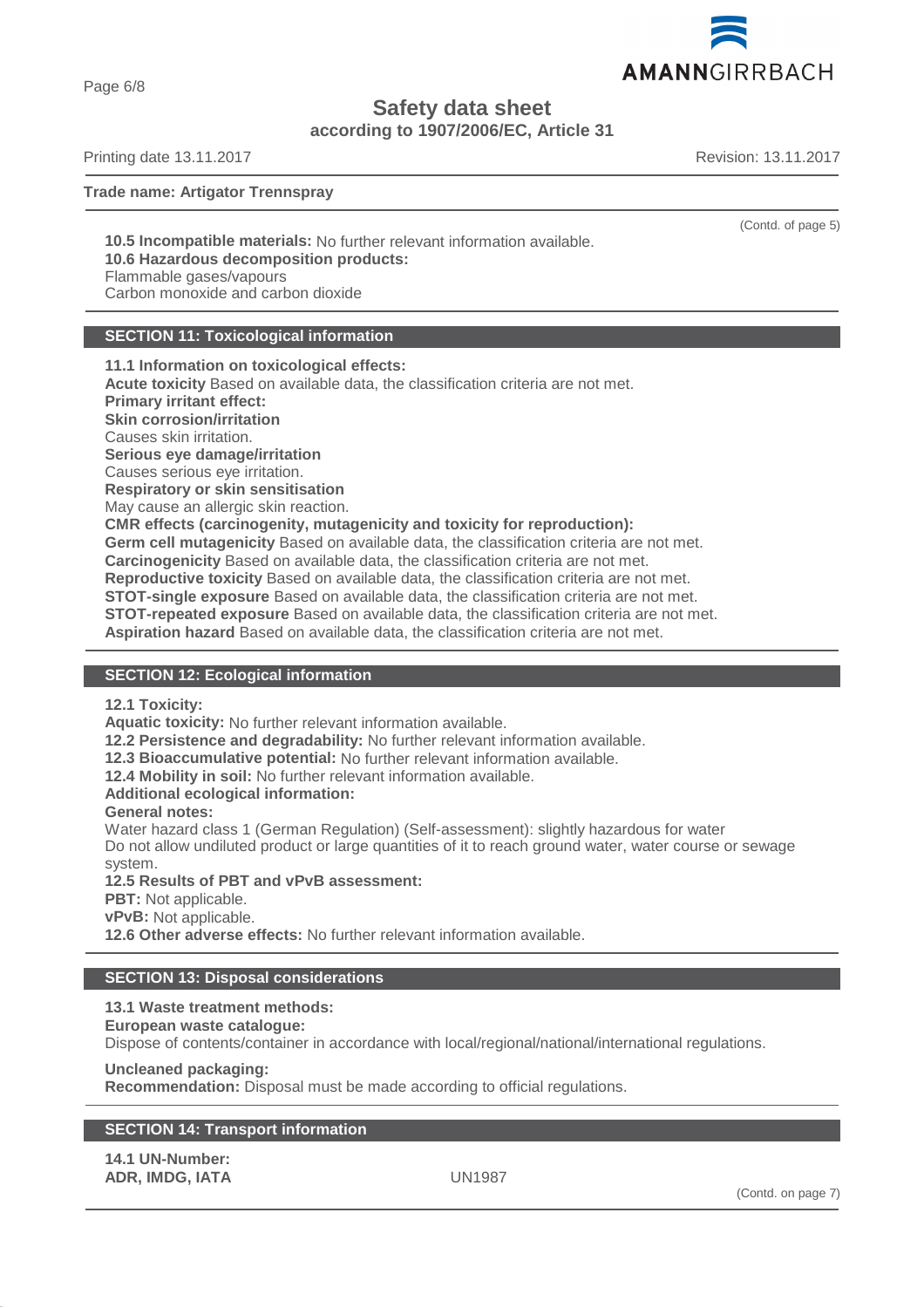(Contd. of page 5)

**10.5 Incompatible materials:** No further relevant information available.
**10.6 Hazardous decomposition products:**
Flammable gases/vapours
Carbon monoxide and carbon dioxide

## SECTION 11: Toxicological information

**11.1 Information on toxicological effects:**
**Acute toxicity** Based on available data, the classification criteria are not met.
**Primary irritant effect:**
**Skin corrosion/irritation**
Causes skin irritation.
**Serious eye damage/irritation**
Causes serious eye irritation.
**Respiratory or skin sensitisation**
May cause an allergic skin reaction.
**CMR effects (carcinogenity, mutagenicity and toxicity for reproduction):**
**Germ cell mutagenicity** Based on available data, the classification criteria are not met.
**Carcinogenicity** Based on available data, the classification criteria are not met.
**Reproductive toxicity** Based on available data, the classification criteria are not met.
**STOT-single exposure** Based on available data, the classification criteria are not met.
**STOT-repeated exposure** Based on available data, the classification criteria are not met.
**Aspiration hazard** Based on available data, the classification criteria are not met.

## SECTION 12: Ecological information

**12.1 Toxicity:**
**Aquatic toxicity:** No further relevant information available.
**12.2 Persistence and degradability:** No further relevant information available.
**12.3 Bioaccumulative potential:** No further relevant information available.
**12.4 Mobility in soil:** No further relevant information available.
**Additional ecological information:**
**General notes:**
Water hazard class 1 (German Regulation) (Self-assessment): slightly hazardous for water
Do not allow undiluted product or large quantities of it to reach ground water, water course or sewage system.
**12.5 Results of PBT and vPvB assessment:**
**PBT:** Not applicable.
**vPvB:** Not applicable.
**12.6 Other adverse effects:** No further relevant information available.

## SECTION 13: Disposal considerations

**13.1 Waste treatment methods:**
**European waste catalogue:**
Dispose of contents/container in accordance with local/regional/national/international regulations.

**Uncleaned packaging:**
**Recommendation:** Disposal must be made according to official regulations.

## SECTION 14: Transport information

**14.1 UN-Number:**
**ADR, IMDG, IATA** UN1987

(Contd. on page 7)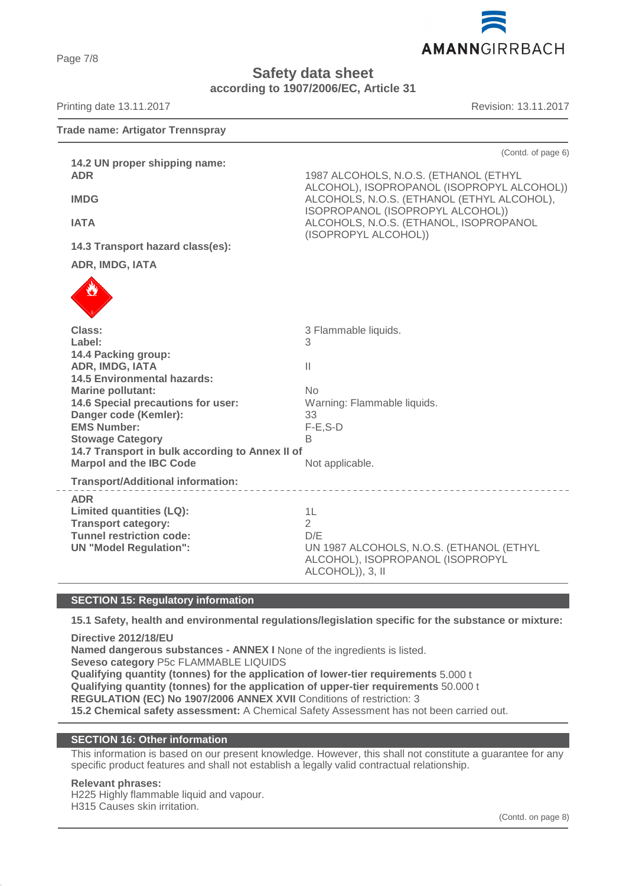Trade name: Artigator Trennspray

(Contd. of page 6)

| | |
|---|---|
| **14.2 UN proper shipping name:** | |
| **ADR** | 1987 ALCOHOLS, N.O.S. (ETHANOL (ETHYL ALCOHOL), ISOPROPANOL (ISOPROPYL ALCOHOL)) |
| **IMDG** | ALCOHOLS, N.O.S. (ETHANOL (ETHYL ALCOHOL), ISOPROPANOL (ISOPROPYL ALCOHOL)) |
| **IATA** | ALCOHOLS, N.O.S. (ETHANOL, ISOPROPANOL (ISOPROPYL ALCOHOL)) |
| **14.3 Transport hazard class(es):** | |
| **ADR, IMDG, IATA** | |
| **Class:** | 3 Flammable liquids. |
| **Label:** | 3 |
| **14.4 Packing group:** | |
| **ADR, IMDG, IATA** | II |
| **14.5 Environmental hazards:** | |
| **Marine pollutant:** | No |
| **14.6 Special precautions for user:** | Warning: Flammable liquids. |
| **Danger code (Kemler):** | 33 |
| **EMS Number:** | F-E,S-D |
| **Stowage Category** | B |
| **14.7 Transport in bulk according to Annex II of Marpol and the IBC Code** | Not applicable. |
| **Transport/Additional information:** | |
| **ADR** | |
| **Limited quantities (LQ):** | 1L |
| **Transport category:** | 2 |
| **Tunnel restriction code:** | D/E |
| **UN "Model Regulation":** | UN 1987 ALCOHOLS, N.O.S. (ETHANOL (ETHYL ALCOHOL), ISOPROPANOL (ISOPROPYL ALCOHOL)), 3, II |

## SECTION 15: Regulatory information

**15.1 Safety, health and environmental regulations/legislation specific for the substance or mixture:**

**Directive 2012/18/EU**
**Named dangerous substances - ANNEX I** None of the ingredients is listed.
**Seveso category** P5c FLAMMABLE LIQUIDS
**Qualifying quantity (tonnes) for the application of lower-tier requirements** 5.000 t
**Qualifying quantity (tonnes) for the application of upper-tier requirements** 50.000 t
**REGULATION (EC) No 1907/2006 ANNEX XVII** Conditions of restriction: 3
**15.2 Chemical safety assessment:** A Chemical Safety Assessment has not been carried out.

## SECTION 16: Other information

This information is based on our present knowledge. However, this shall not constitute a guarantee for any specific product features and shall not establish a legally valid contractual relationship.

**Relevant phrases:**
H225 Highly flammable liquid and vapour.
H315 Causes skin irritation.

(Contd. on page 8)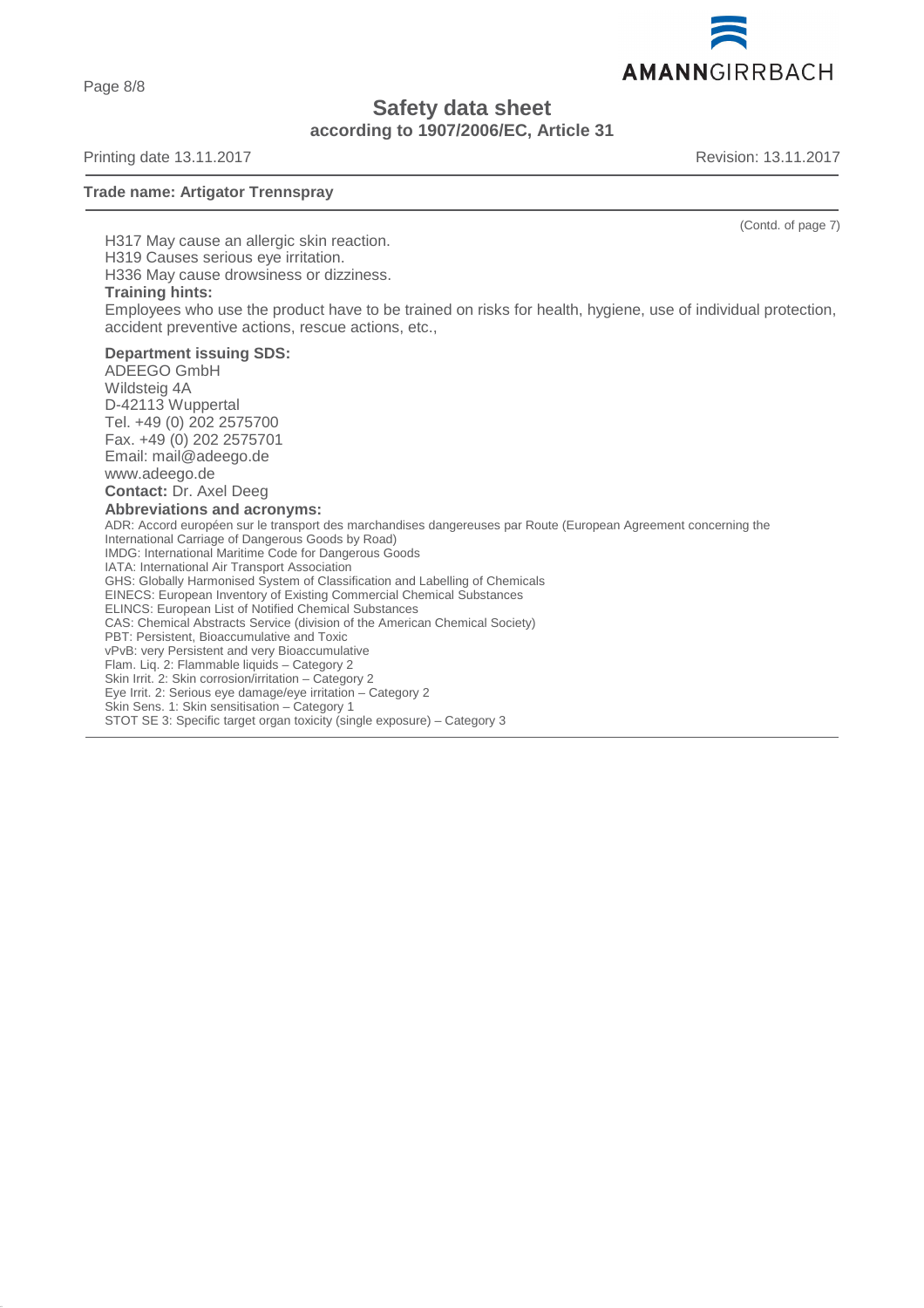(Contd. of page 7)

H317 May cause an allergic skin reaction.
H319 Causes serious eye irritation.
H336 May cause drowsiness or dizziness.

**Training hints:**
Employees who use the product have to be trained on risks for health, hygiene, use of individual protection, accident preventive actions, rescue actions, etc.,

**Department issuing SDS:**
ADEEGO GmbH
Wildsteig 4A
D-42113 Wuppertal
Tel. +49 (0) 202 2575700
Fax. +49 (0) 202 2575701
Email: mail@adeego.de
www.adeego.de
**Contact:** Dr. Axel Deeg

**Abbreviations and acronyms:**
ADR: Accord européen sur le transport des marchandises dangereuses par Route (European Agreement concerning the International Carriage of Dangerous Goods by Road)
IMDG: International Maritime Code for Dangerous Goods
IATA: International Air Transport Association
GHS: Globally Harmonised System of Classification and Labelling of Chemicals
EINECS: European Inventory of Existing Commercial Chemical Substances
ELINCS: European List of Notified Chemical Substances
CAS: Chemical Abstracts Service (division of the American Chemical Society)
PBT: Persistent, Bioaccumulative and Toxic
vPvB: very Persistent and very Bioaccumulative
Flam. Liq. 2: Flammable liquids – Category 2
Skin Irrit. 2: Skin corrosion/irritation – Category 2
Eye Irrit. 2: Serious eye damage/eye irritation – Category 2
Skin Sens. 1: Skin sensitisation – Category 1
STOT SE 3: Specific target organ toxicity (single exposure) – Category 3